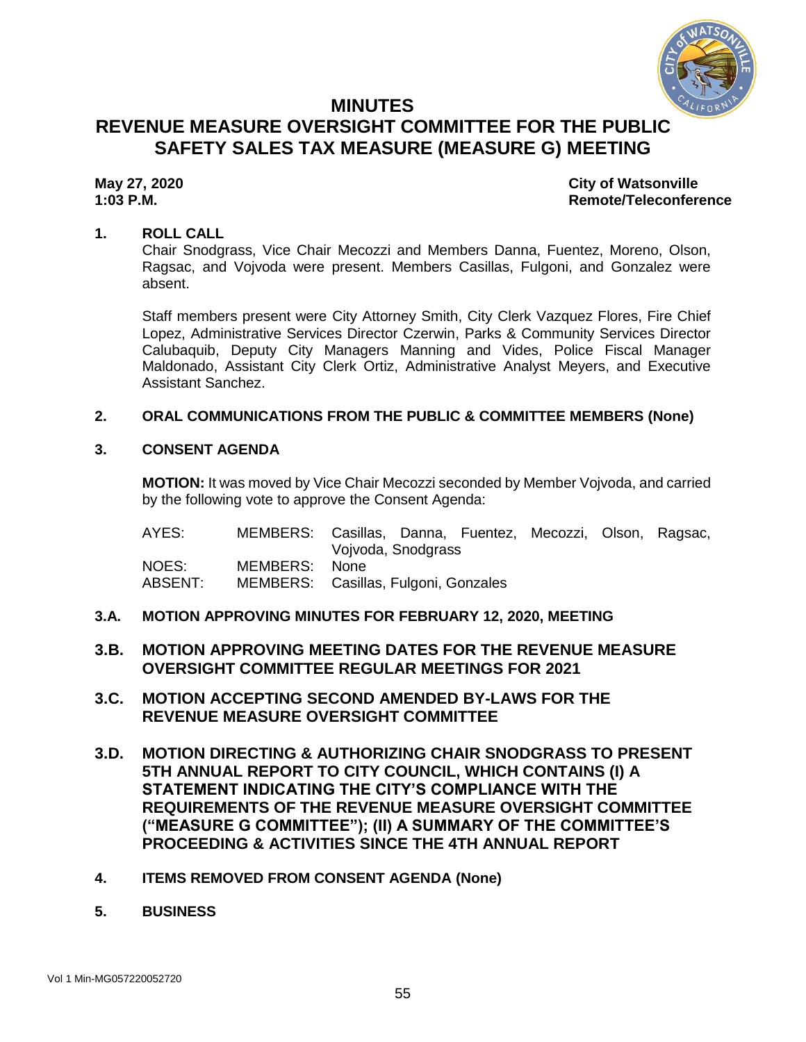# MINUTES

# REVENUE MEASURE OVERSIGHT COMMITTEE FOR THE PUBLIC SAFETY SALES TAX MEASURE (MEASURE G) MEETING

**May 27, 2020** **City of Watsonville**
**1:03 P.M.** **Remote/Teleconference**

## 1. ROLL CALL

Chair Snodgrass, Vice Chair Mecozzi and Members Danna, Fuentez, Moreno, Olson, Ragsac, and Vojvoda were present. Members Casillas, Fulgoni, and Gonzalez were absent.

Staff members present were City Attorney Smith, City Clerk Vazquez Flores, Fire Chief Lopez, Administrative Services Director Czerwin, Parks & Community Services Director Calubaquib, Deputy City Managers Manning and Vides, Police Fiscal Manager Maldonado, Assistant City Clerk Ortiz, Administrative Analyst Meyers, and Executive Assistant Sanchez.

## 2. ORAL COMMUNICATIONS FROM THE PUBLIC & COMMITTEE MEMBERS (None)

## 3. CONSENT AGENDA

**MOTION:** It was moved by Vice Chair Mecozzi seconded by Member Vojvoda, and carried by the following vote to approve the Consent Agenda:

| | | |
|---|---|---|
| AYES: | MEMBERS: | Casillas, Danna, Fuentez, Mecozzi, Olson, Ragsac, Vojvoda, Snodgrass |
| NOES: | MEMBERS: | None |
| ABSENT: | MEMBERS: | Casillas, Fulgoni, Gonzales |

### 3.A. MOTION APPROVING MINUTES FOR FEBRUARY 12, 2020, MEETING

### 3.B. MOTION APPROVING MEETING DATES FOR THE REVENUE MEASURE OVERSIGHT COMMITTEE REGULAR MEETINGS FOR 2021

### 3.C. MOTION ACCEPTING SECOND AMENDED BY-LAWS FOR THE REVENUE MEASURE OVERSIGHT COMMITTEE

### 3.D. MOTION DIRECTING & AUTHORIZING CHAIR SNODGRASS TO PRESENT 5TH ANNUAL REPORT TO CITY COUNCIL, WHICH CONTAINS (I) A STATEMENT INDICATING THE CITY'S COMPLIANCE WITH THE REQUIREMENTS OF THE REVENUE MEASURE OVERSIGHT COMMITTEE ("MEASURE G COMMITTEE"); (II) A SUMMARY OF THE COMMITTEE'S PROCEEDING & ACTIVITIES SINCE THE 4TH ANNUAL REPORT

## 4. ITEMS REMOVED FROM CONSENT AGENDA (None)

## 5. BUSINESS

Vol 1 Min-MG057220052720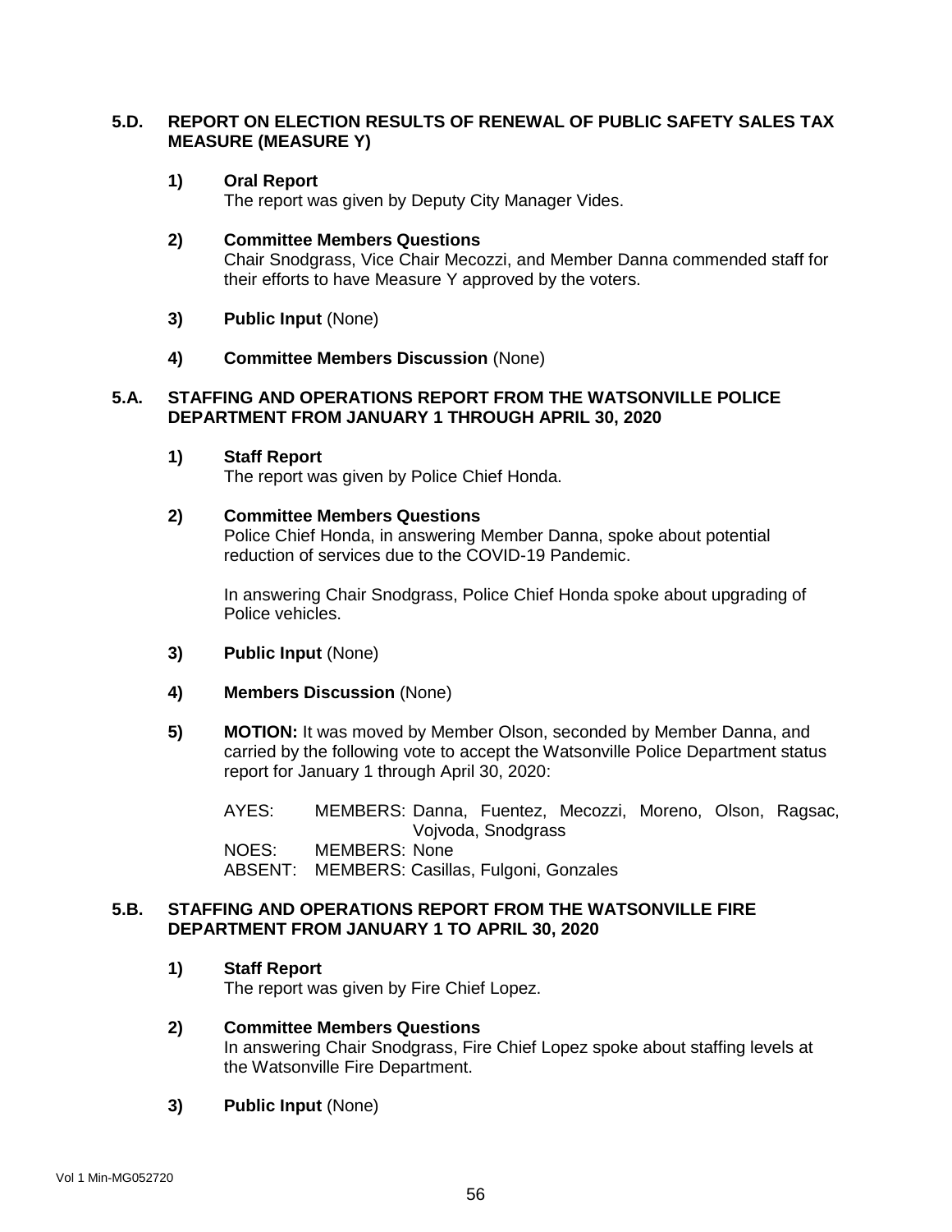### 5.D. REPORT ON ELECTION RESULTS OF RENEWAL OF PUBLIC SAFETY SALES TAX MEASURE (MEASURE Y)

**1) Oral Report**
The report was given by Deputy City Manager Vides.

**2) Committee Members Questions**
Chair Snodgrass, Vice Chair Mecozzi, and Member Danna commended staff for their efforts to have Measure Y approved by the voters.

**3) Public Input** (None)

**4) Committee Members Discussion** (None)

### 5.A. STAFFING AND OPERATIONS REPORT FROM THE WATSONVILLE POLICE DEPARTMENT FROM JANUARY 1 THROUGH APRIL 30, 2020

**1) Staff Report**
The report was given by Police Chief Honda.

**2) Committee Members Questions**
Police Chief Honda, in answering Member Danna, spoke about potential reduction of services due to the COVID-19 Pandemic.

In answering Chair Snodgrass, Police Chief Honda spoke about upgrading of Police vehicles.

**3) Public Input** (None)

**4) Members Discussion** (None)

**5) MOTION:** It was moved by Member Olson, seconded by Member Danna, and carried by the following vote to accept the Watsonville Police Department status report for January 1 through April 30, 2020:

AYES: MEMBERS: Danna, Fuentez, Mecozzi, Moreno, Olson, Ragsac, Vojvoda, Snodgrass
NOES: MEMBERS: None
ABSENT: MEMBERS: Casillas, Fulgoni, Gonzales

### 5.B. STAFFING AND OPERATIONS REPORT FROM THE WATSONVILLE FIRE DEPARTMENT FROM JANUARY 1 TO APRIL 30, 2020

**1) Staff Report**
The report was given by Fire Chief Lopez.

**2) Committee Members Questions**
In answering Chair Snodgrass, Fire Chief Lopez spoke about staffing levels at the Watsonville Fire Department.

**3) Public Input** (None)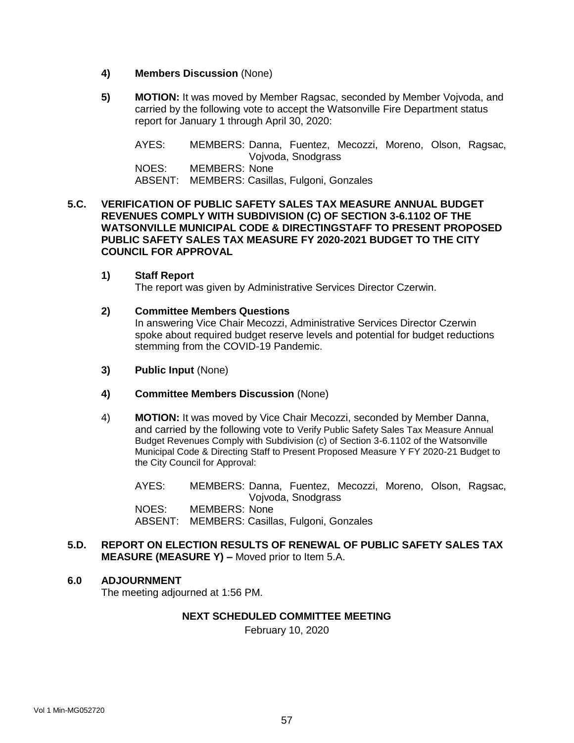4) **Members Discussion** (None)

5) **MOTION:** It was moved by Member Ragsac, seconded by Member Vojvoda, and carried by the following vote to accept the Watsonville Fire Department status report for January 1 through April 30, 2020:

AYES: MEMBERS: Danna, Fuentez, Mecozzi, Moreno, Olson, Ragsac, Vojvoda, Snodgrass
NOES: MEMBERS: None
ABSENT: MEMBERS: Casillas, Fulgoni, Gonzales

**5.C. VERIFICATION OF PUBLIC SAFETY SALES TAX MEASURE ANNUAL BUDGET REVENUES COMPLY WITH SUBDIVISION (C) OF SECTION 3-6.1102 OF THE WATSONVILLE MUNICIPAL CODE & DIRECTINGSTAFF TO PRESENT PROPOSED PUBLIC SAFETY SALES TAX MEASURE FY 2020-2021 BUDGET TO THE CITY COUNCIL FOR APPROVAL**

1) **Staff Report**
The report was given by Administrative Services Director Czerwin.

2) **Committee Members Questions**
In answering Vice Chair Mecozzi, Administrative Services Director Czerwin spoke about required budget reserve levels and potential for budget reductions stemming from the COVID-19 Pandemic.

3) **Public Input** (None)

4) **Committee Members Discussion** (None)

4) **MOTION:** It was moved by Vice Chair Mecozzi, seconded by Member Danna, and carried by the following vote to Verify Public Safety Sales Tax Measure Annual Budget Revenues Comply with Subdivision (c) of Section 3-6.1102 of the Watsonville Municipal Code & Directing Staff to Present Proposed Measure Y FY 2020-21 Budget to the City Council for Approval:

AYES: MEMBERS: Danna, Fuentez, Mecozzi, Moreno, Olson, Ragsac, Vojvoda, Snodgrass
NOES: MEMBERS: None
ABSENT: MEMBERS: Casillas, Fulgoni, Gonzales

**5.D. REPORT ON ELECTION RESULTS OF RENEWAL OF PUBLIC SAFETY SALES TAX MEASURE (MEASURE Y) –** Moved prior to Item 5.A.

**6.0 ADJOURNMENT**
The meeting adjourned at 1:56 PM.

**NEXT SCHEDULED COMMITTEE MEETING**

February 10, 2020

Vol 1 Min-MG052720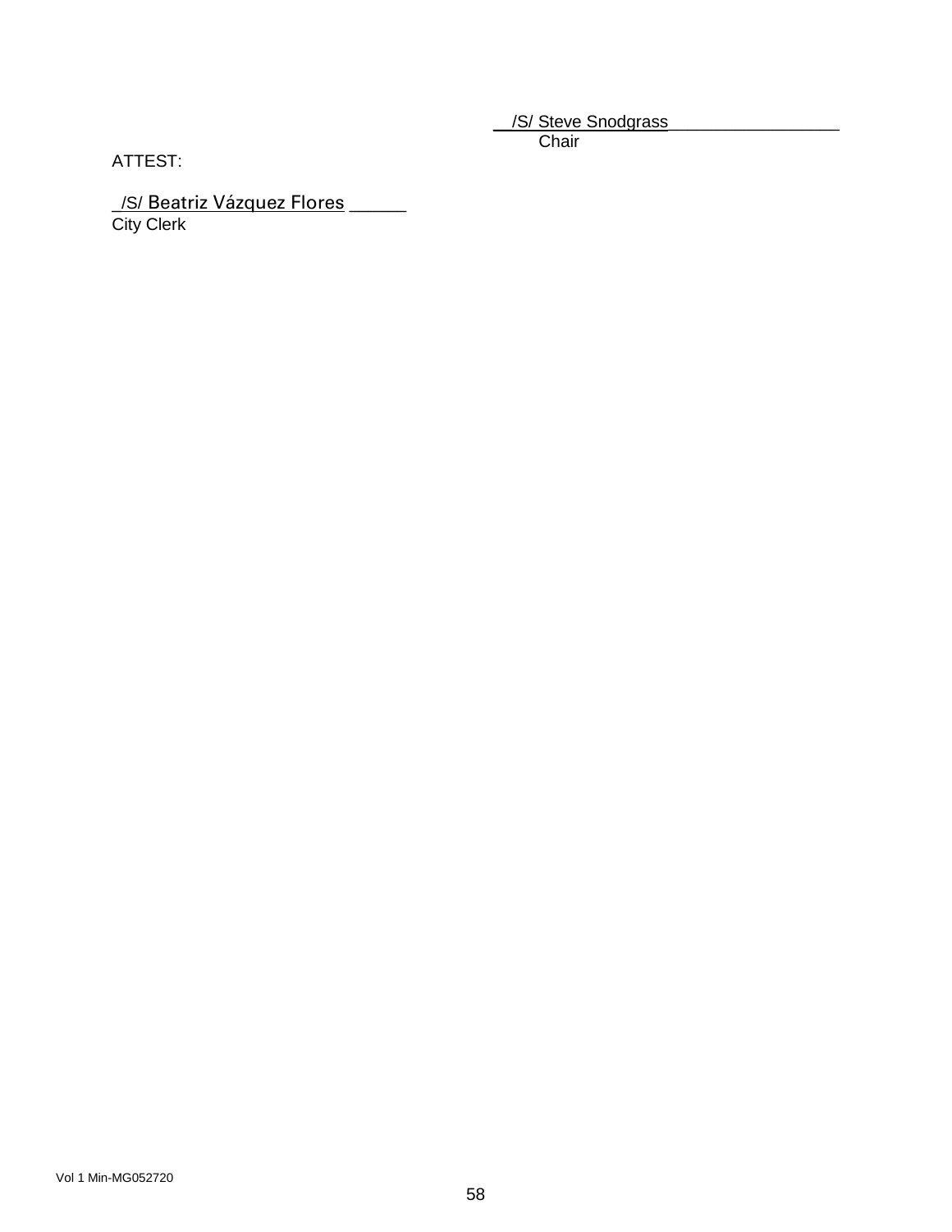/S/ Steve Snodgrass
Chair

ATTEST:

/S/ Beatriz Vázquez Flores
City Clerk

Vol 1 Min-MG052720